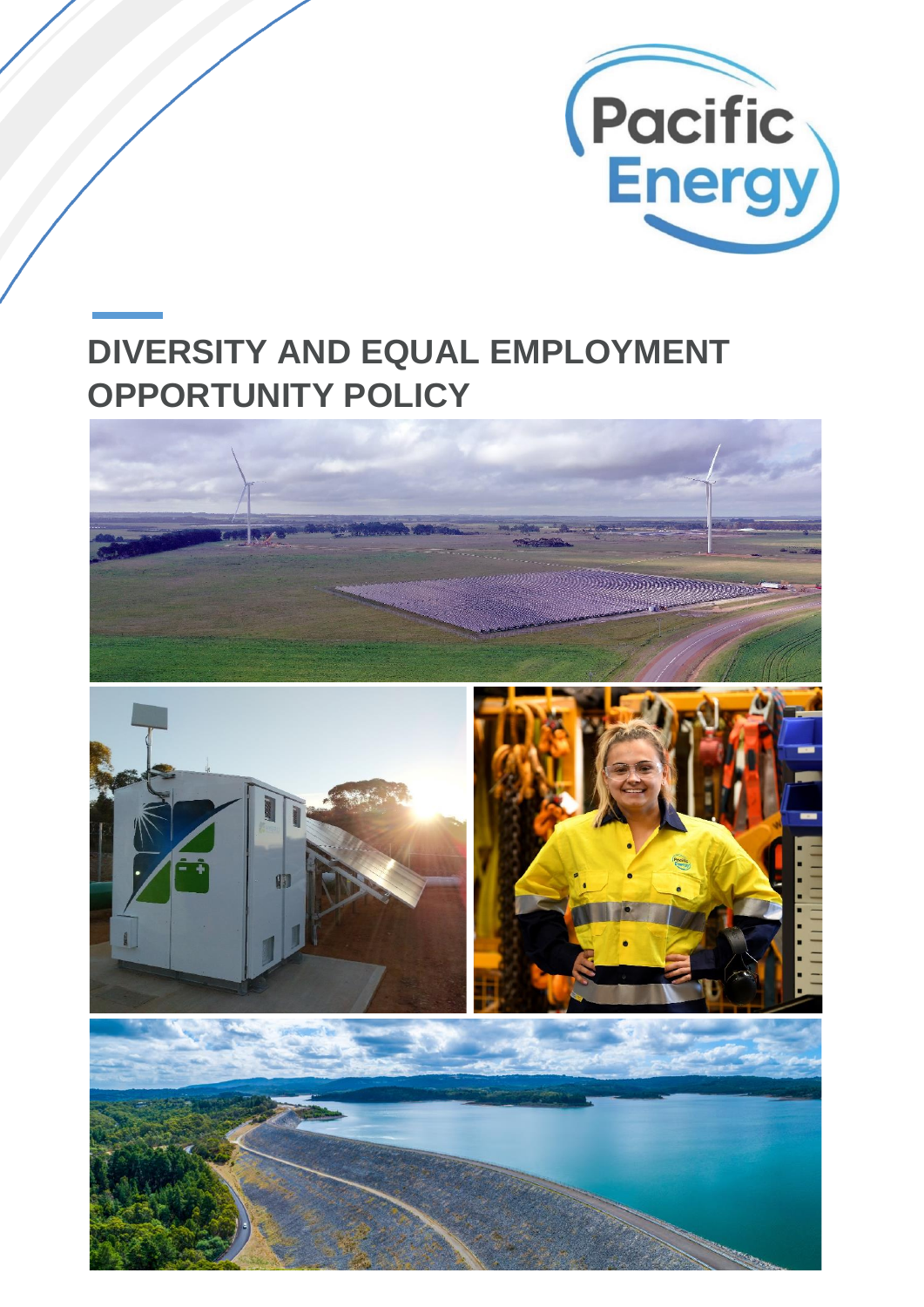# DIVERSITY AND EQUAL EMPLOYMENT OPPORTUNITY POLICY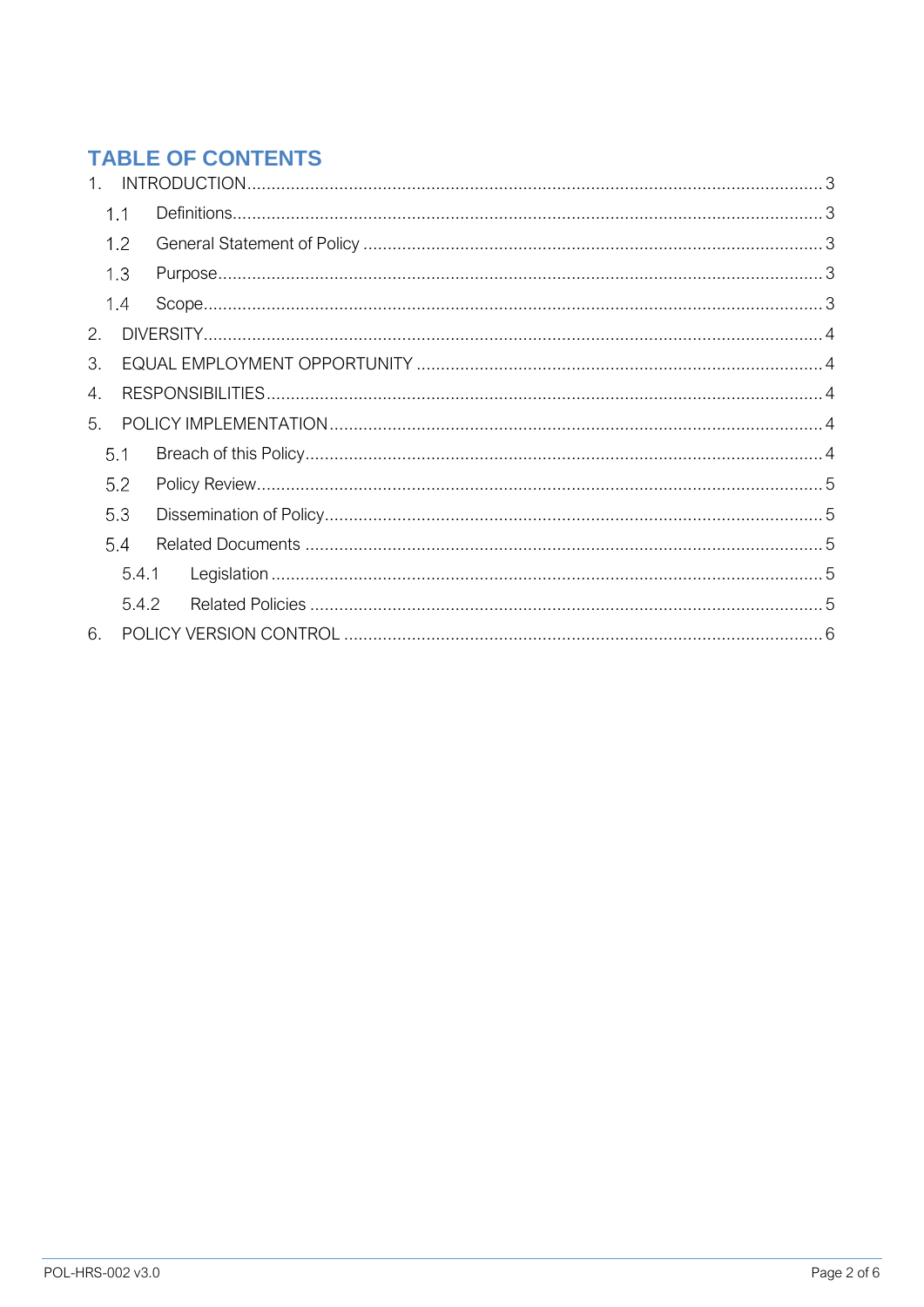## TABLE OF CONTENTS

1. INTRODUCTION ..... 3
   - 1.1 Definitions ..... 3
   - 1.2 General Statement of Policy ..... 3
   - 1.3 Purpose ..... 3
   - 1.4 Scope ..... 3
2. DIVERSITY ..... 4
3. EQUAL EMPLOYMENT OPPORTUNITY ..... 4
4. RESPONSIBILITIES ..... 4
5. POLICY IMPLEMENTATION ..... 4
   - 5.1 Breach of this Policy ..... 4
   - 5.2 Policy Review ..... 5
   - 5.3 Dissemination of Policy ..... 5
   - 5.4 Related Documents ..... 5
     - 5.4.1 Legislation ..... 5
     - 5.4.2 Related Policies ..... 5
6. POLICY VERSION CONTROL ..... 6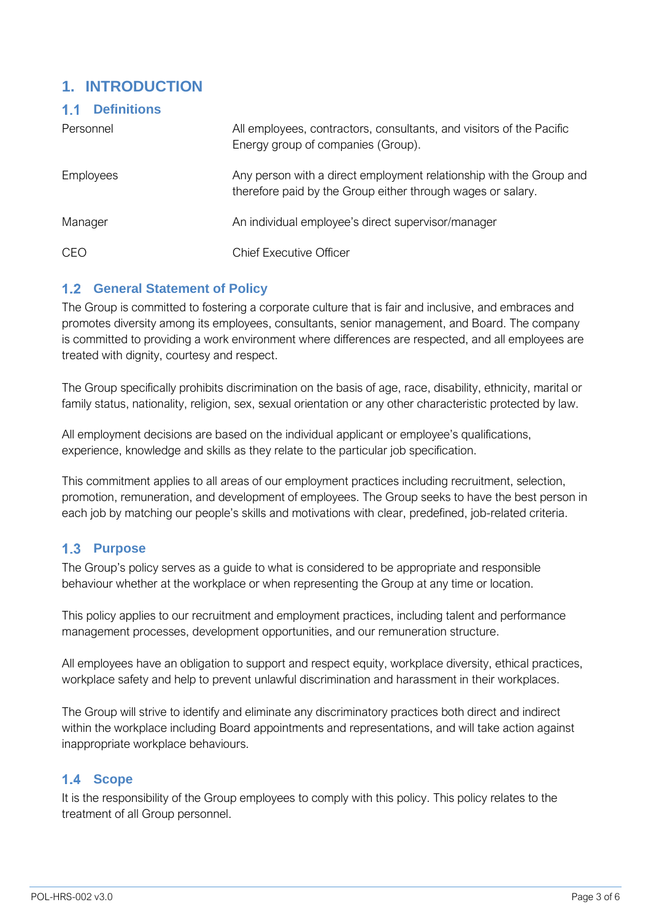# 1. INTRODUCTION

## 1.1 Definitions

| | |
|---|---|
| Personnel | All employees, contractors, consultants, and visitors of the Pacific Energy group of companies (Group). |
| Employees | Any person with a direct employment relationship with the Group and therefore paid by the Group either through wages or salary. |
| Manager | An individual employee's direct supervisor/manager |
| CEO | Chief Executive Officer |

## 1.2 General Statement of Policy

The Group is committed to fostering a corporate culture that is fair and inclusive, and embraces and promotes diversity among its employees, consultants, senior management, and Board. The company is committed to providing a work environment where differences are respected, and all employees are treated with dignity, courtesy and respect.

The Group specifically prohibits discrimination on the basis of age, race, disability, ethnicity, marital or family status, nationality, religion, sex, sexual orientation or any other characteristic protected by law.

All employment decisions are based on the individual applicant or employee's qualifications, experience, knowledge and skills as they relate to the particular job specification.

This commitment applies to all areas of our employment practices including recruitment, selection, promotion, remuneration, and development of employees. The Group seeks to have the best person in each job by matching our people's skills and motivations with clear, predefined, job-related criteria.

## 1.3 Purpose

The Group's policy serves as a guide to what is considered to be appropriate and responsible behaviour whether at the workplace or when representing the Group at any time or location.

This policy applies to our recruitment and employment practices, including talent and performance management processes, development opportunities, and our remuneration structure.

All employees have an obligation to support and respect equity, workplace diversity, ethical practices, workplace safety and help to prevent unlawful discrimination and harassment in their workplaces.

The Group will strive to identify and eliminate any discriminatory practices both direct and indirect within the workplace including Board appointments and representations, and will take action against inappropriate workplace behaviours.

## 1.4 Scope

It is the responsibility of the Group employees to comply with this policy. This policy relates to the treatment of all Group personnel.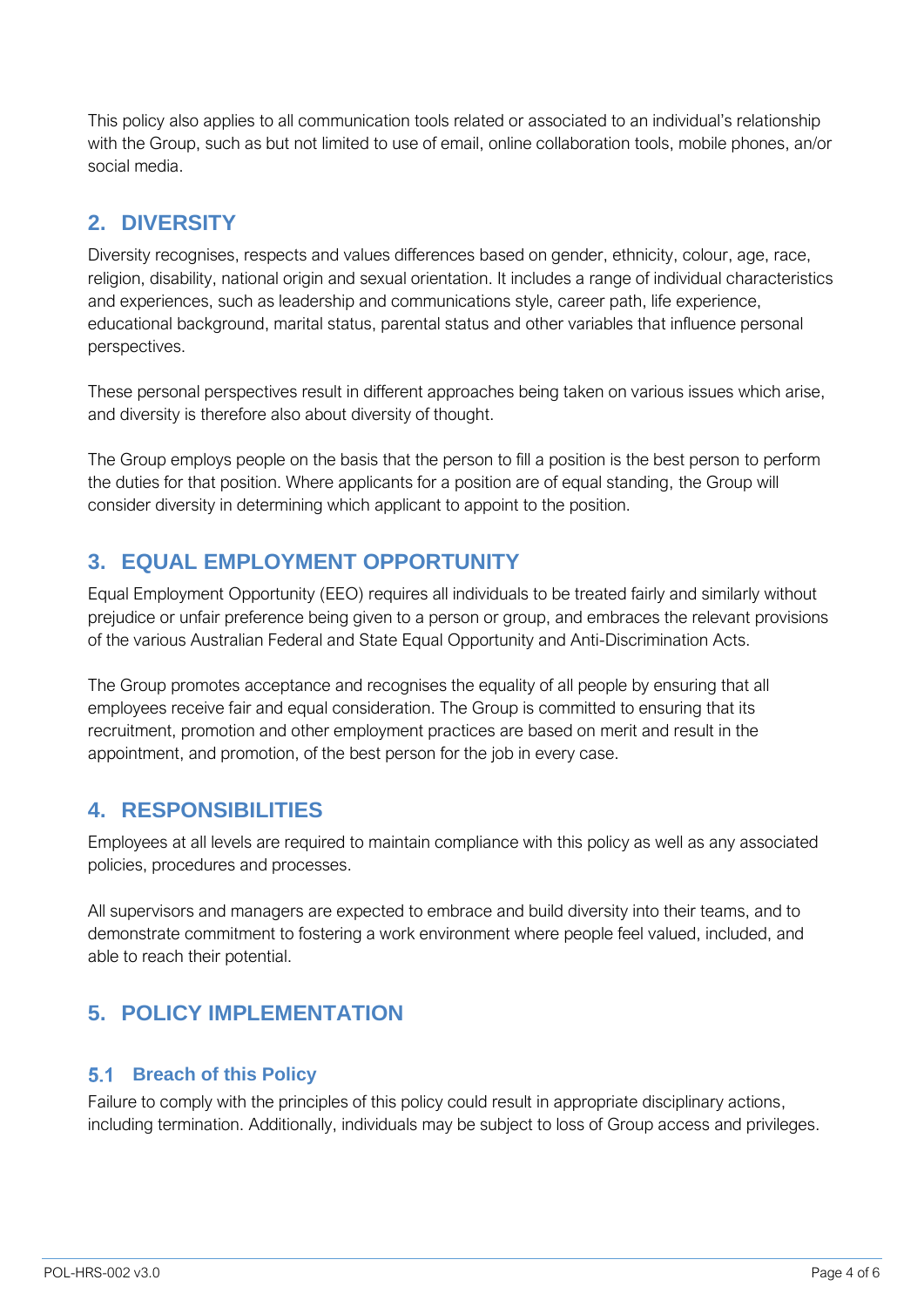This policy also applies to all communication tools related or associated to an individual's relationship with the Group, such as but not limited to use of email, online collaboration tools, mobile phones, an/or social media.

## 2. DIVERSITY

Diversity recognises, respects and values differences based on gender, ethnicity, colour, age, race, religion, disability, national origin and sexual orientation. It includes a range of individual characteristics and experiences, such as leadership and communications style, career path, life experience, educational background, marital status, parental status and other variables that influence personal perspectives.

These personal perspectives result in different approaches being taken on various issues which arise, and diversity is therefore also about diversity of thought.

The Group employs people on the basis that the person to fill a position is the best person to perform the duties for that position. Where applicants for a position are of equal standing, the Group will consider diversity in determining which applicant to appoint to the position.

## 3. EQUAL EMPLOYMENT OPPORTUNITY

Equal Employment Opportunity (EEO) requires all individuals to be treated fairly and similarly without prejudice or unfair preference being given to a person or group, and embraces the relevant provisions of the various Australian Federal and State Equal Opportunity and Anti-Discrimination Acts.

The Group promotes acceptance and recognises the equality of all people by ensuring that all employees receive fair and equal consideration. The Group is committed to ensuring that its recruitment, promotion and other employment practices are based on merit and result in the appointment, and promotion, of the best person for the job in every case.

## 4. RESPONSIBILITIES

Employees at all levels are required to maintain compliance with this policy as well as any associated policies, procedures and processes.

All supervisors and managers are expected to embrace and build diversity into their teams, and to demonstrate commitment to fostering a work environment where people feel valued, included, and able to reach their potential.

## 5. POLICY IMPLEMENTATION

### 5.1 Breach of this Policy

Failure to comply with the principles of this policy could result in appropriate disciplinary actions, including termination. Additionally, individuals may be subject to loss of Group access and privileges.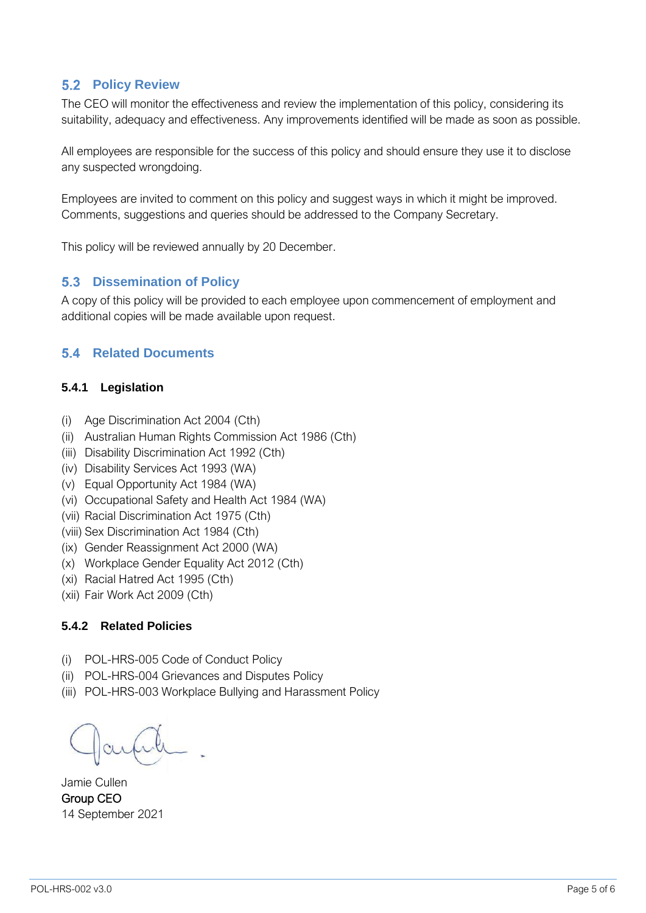## 5.2 Policy Review

The CEO will monitor the effectiveness and review the implementation of this policy, considering its suitability, adequacy and effectiveness. Any improvements identified will be made as soon as possible.

All employees are responsible for the success of this policy and should ensure they use it to disclose any suspected wrongdoing.

Employees are invited to comment on this policy and suggest ways in which it might be improved. Comments, suggestions and queries should be addressed to the Company Secretary.

This policy will be reviewed annually by 20 December.

## 5.3 Dissemination of Policy

A copy of this policy will be provided to each employee upon commencement of employment and additional copies will be made available upon request.

## 5.4 Related Documents

### 5.4.1 Legislation

(i) Age Discrimination Act 2004 (Cth)
(ii) Australian Human Rights Commission Act 1986 (Cth)
(iii) Disability Discrimination Act 1992 (Cth)
(iv) Disability Services Act 1993 (WA)
(v) Equal Opportunity Act 1984 (WA)
(vi) Occupational Safety and Health Act 1984 (WA)
(vii) Racial Discrimination Act 1975 (Cth)
(viii) Sex Discrimination Act 1984 (Cth)
(ix) Gender Reassignment Act 2000 (WA)
(x) Workplace Gender Equality Act 2012 (Cth)
(xi) Racial Hatred Act 1995 (Cth)
(xii) Fair Work Act 2009 (Cth)

### 5.4.2 Related Policies

(i) POL-HRS-005 Code of Conduct Policy
(ii) POL-HRS-004 Grievances and Disputes Policy
(iii) POL-HRS-003 Workplace Bullying and Harassment Policy

Jamie Cullen
Group CEO
14 September 2021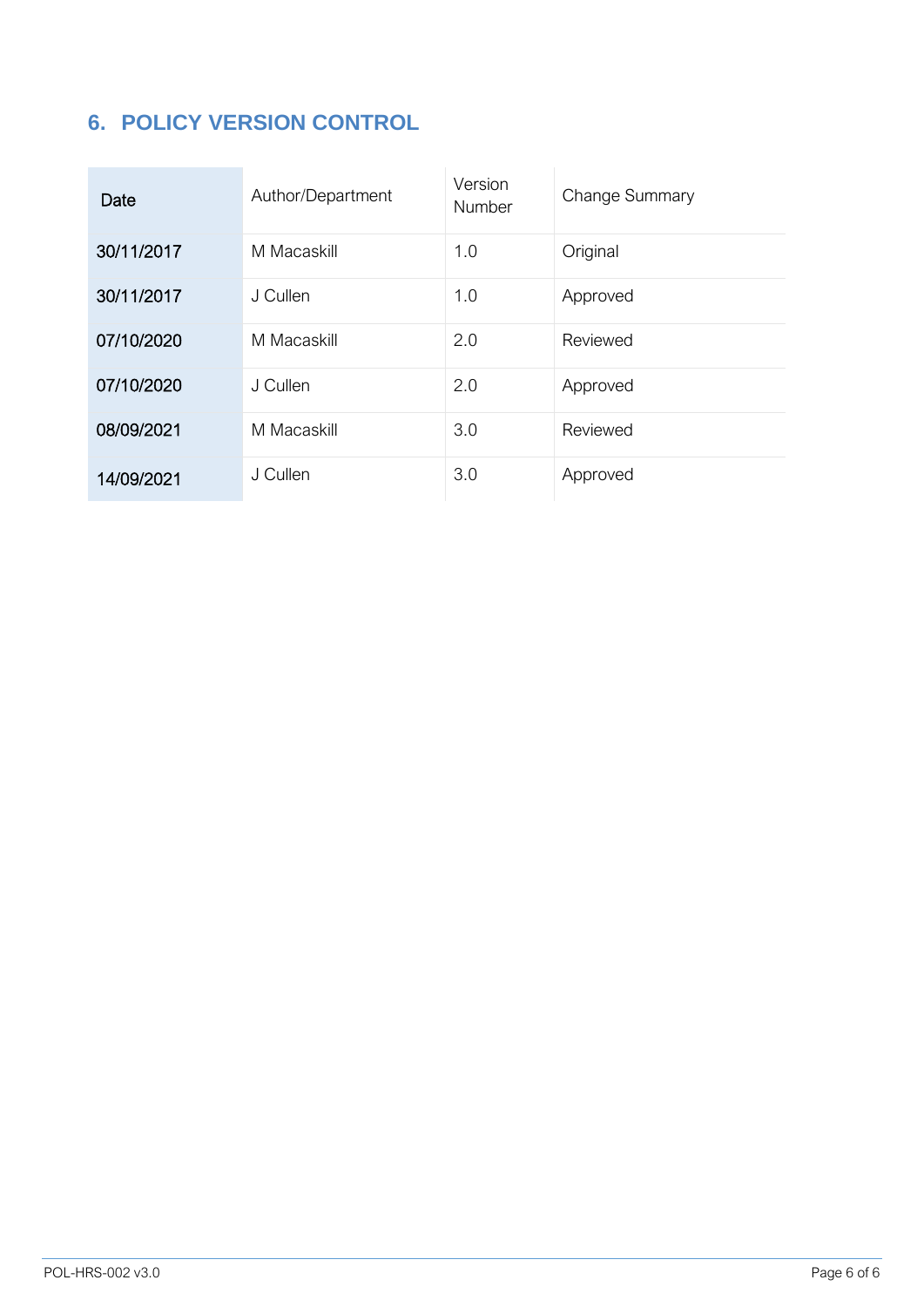## 6. POLICY VERSION CONTROL

| Date | Author/Department | Version Number | Change Summary |
|---|---|---|---|
| 30/11/2017 | M Macaskill | 1.0 | Original |
| 30/11/2017 | J Cullen | 1.0 | Approved |
| 07/10/2020 | M Macaskill | 2.0 | Reviewed |
| 07/10/2020 | J Cullen | 2.0 | Approved |
| 08/09/2021 | M Macaskill | 3.0 | Reviewed |
| 14/09/2021 | J Cullen | 3.0 | Approved |